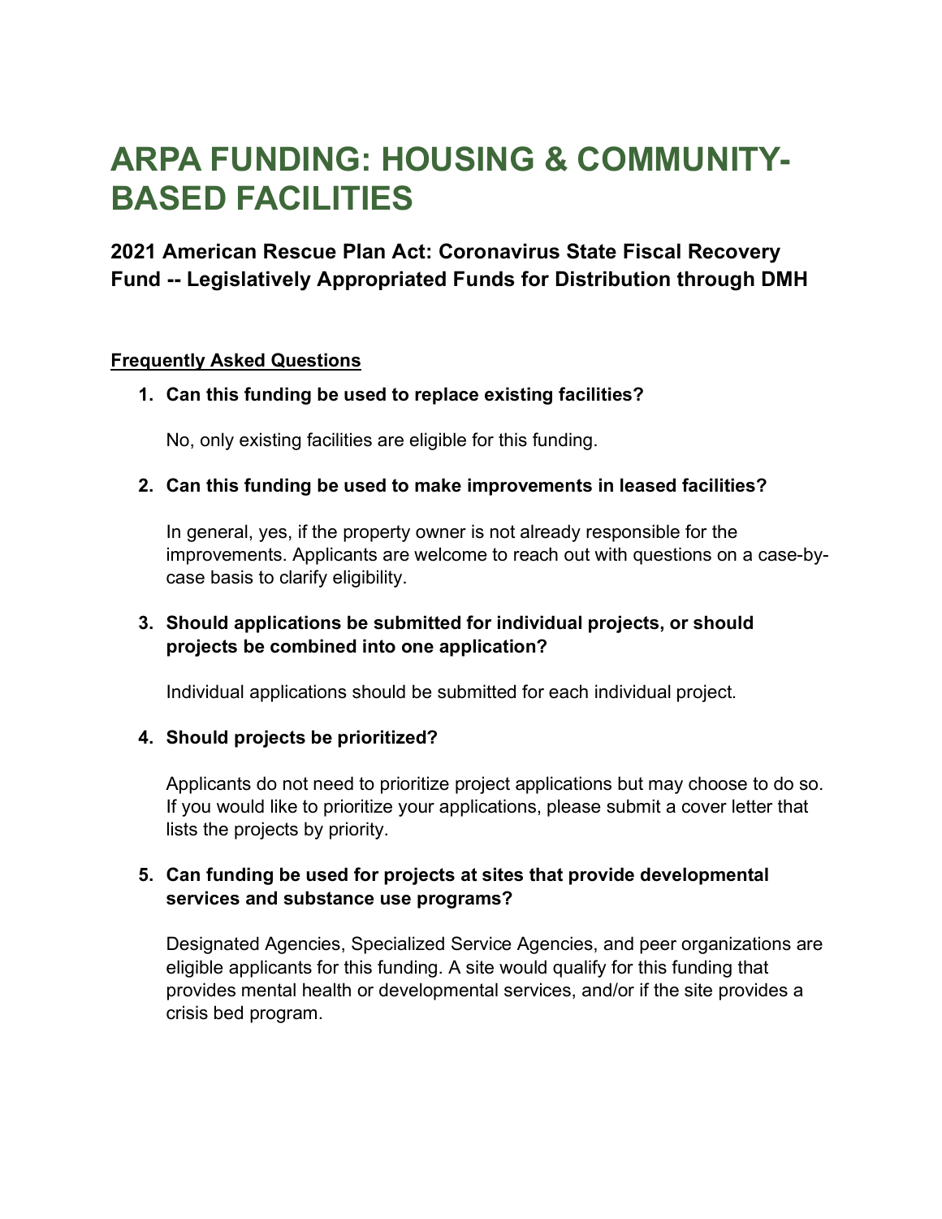# ARPA FUNDING: HOUSING & COMMUNITY-BASED FACILITIES

## 2021 American Rescue Plan Act: Coronavirus State Fiscal Recovery Fund -- Legislatively Appropriated Funds for Distribution through DMH

**Frequently Asked Questions**

1. **Can this funding be used to replace existing facilities?**

   No, only existing facilities are eligible for this funding.

2. **Can this funding be used to make improvements in leased facilities?**

   In general, yes, if the property owner is not already responsible for the improvements. Applicants are welcome to reach out with questions on a case-by-case basis to clarify eligibility.

3. **Should applications be submitted for individual projects, or should projects be combined into one application?**

   Individual applications should be submitted for each individual project.

4. **Should projects be prioritized?**

   Applicants do not need to prioritize project applications but may choose to do so. If you would like to prioritize your applications, please submit a cover letter that lists the projects by priority.

5. **Can funding be used for projects at sites that provide developmental services and substance use programs?**

   Designated Agencies, Specialized Service Agencies, and peer organizations are eligible applicants for this funding. A site would qualify for this funding that provides mental health or developmental services, and/or if the site provides a crisis bed program.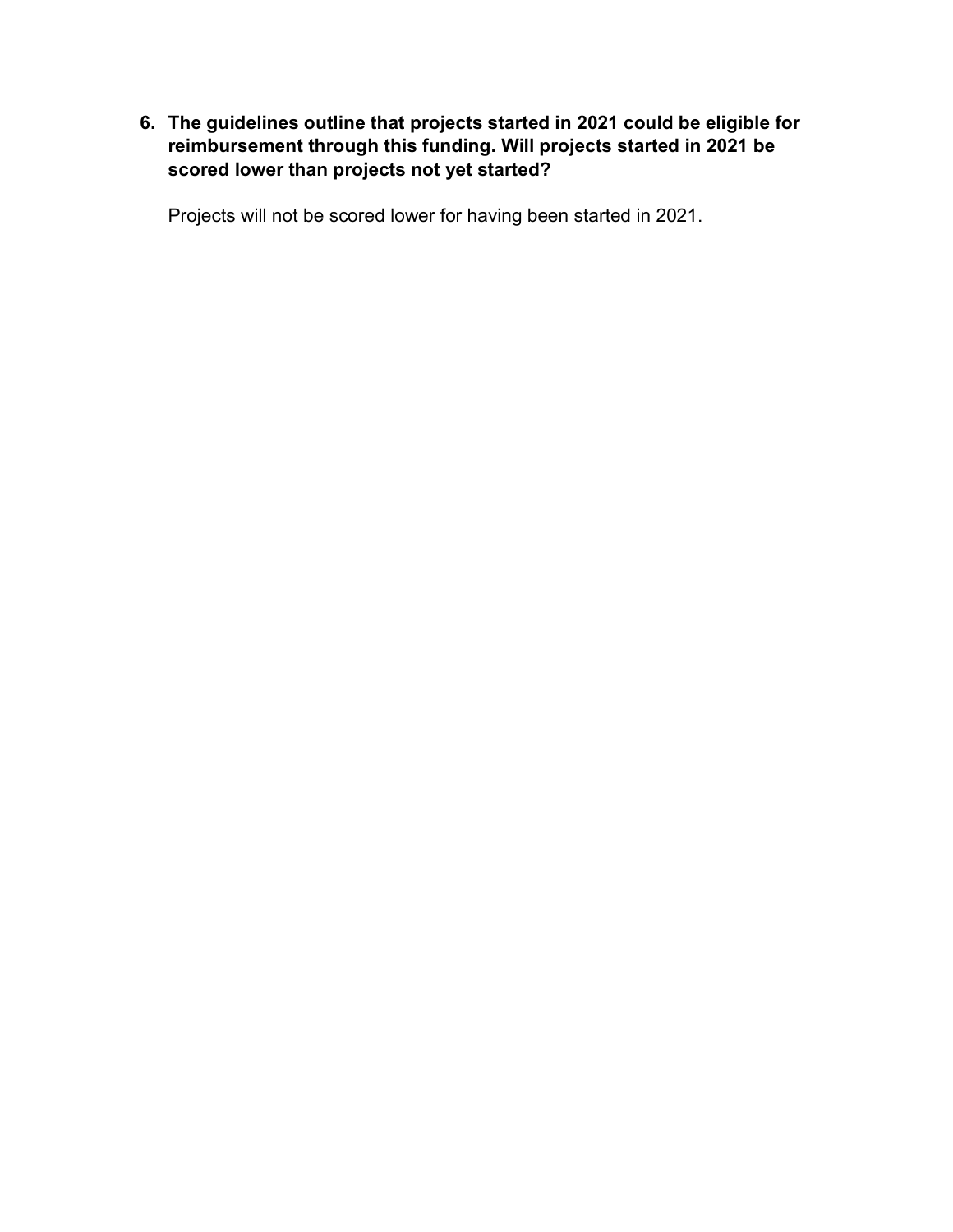6. **The guidelines outline that projects started in 2021 could be eligible for reimbursement through this funding. Will projects started in 2021 be scored lower than projects not yet started?**

   Projects will not be scored lower for having been started in 2021.